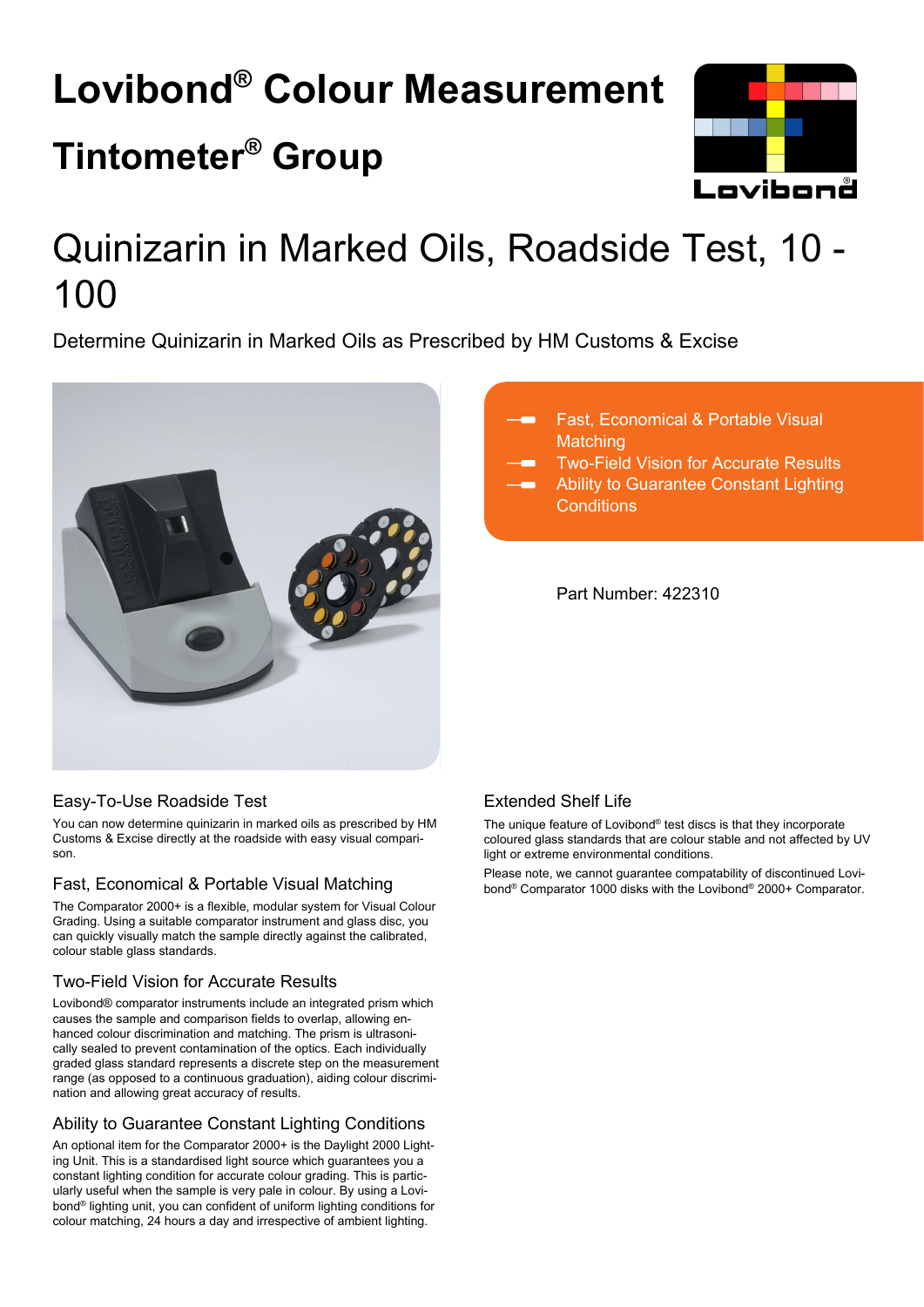# Lovibond® Colour Measurement

# Tintometer® Group

# Quinizarin in Marked Oils, Roadside Test, 10 - 100

Determine Quinizarin in Marked Oils as Prescribed by HM Customs & Excise

- Fast, Economical & Portable Visual Matching
- Two-Field Vision for Accurate Results
- Ability to Guarantee Constant Lighting Conditions

Part Number: 422310

## Easy-To-Use Roadside Test

You can now determine quinizarin in marked oils as prescribed by HM Customs & Excise directly at the roadside with easy visual comparison.

## Fast, Economical & Portable Visual Matching

The Comparator 2000+ is a flexible, modular system for Visual Colour Grading. Using a suitable comparator instrument and glass disc, you can quickly visually match the sample directly against the calibrated, colour stable glass standards.

## Two-Field Vision for Accurate Results

Lovibond® comparator instruments include an integrated prism which causes the sample and comparison fields to overlap, allowing enhanced colour discrimination and matching. The prism is ultrasonically sealed to prevent contamination of the optics. Each individually graded glass standard represents a discrete step on the measurement range (as opposed to a continuous graduation), aiding colour discrimination and allowing great accuracy of results.

## Ability to Guarantee Constant Lighting Conditions

An optional item for the Comparator 2000+ is the Daylight 2000 Lighting Unit. This is a standardised light source which guarantees you a constant lighting condition for accurate colour grading. This is particularly useful when the sample is very pale in colour. By using a Lovibond® lighting unit, you can confident of uniform lighting conditions for colour matching, 24 hours a day and irrespective of ambient lighting.

## Extended Shelf Life

The unique feature of Lovibond® test discs is that they incorporate coloured glass standards that are colour stable and not affected by UV light or extreme environmental conditions.

Please note, we cannot guarantee compatability of discontinued Lovibond® Comparator 1000 disks with the Lovibond® 2000+ Comparator.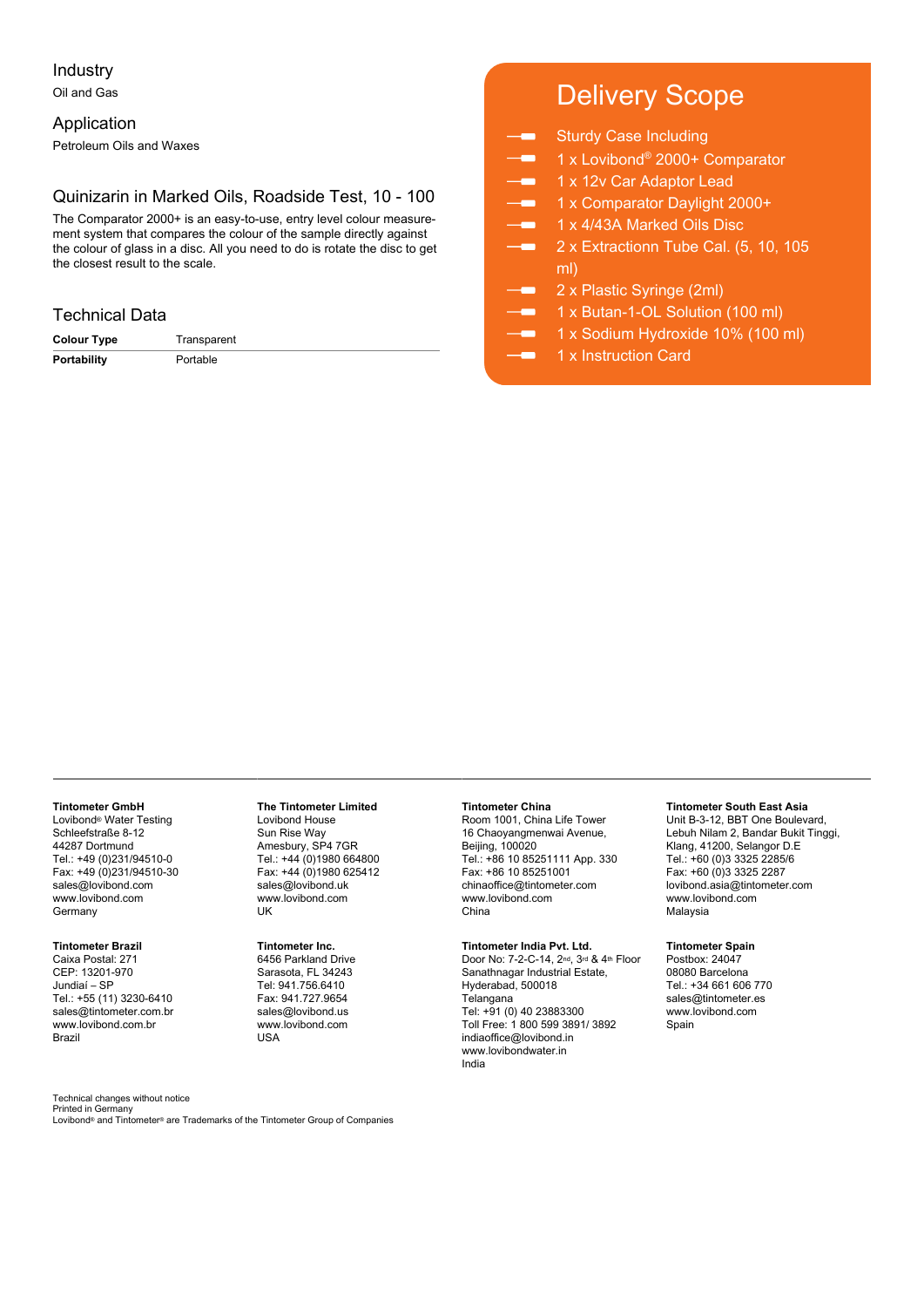## Industry

Oil and Gas

## Application

Petroleum Oils and Waxes

## Quinizarin in Marked Oils, Roadside Test, 10 - 100

The Comparator 2000+ is an easy-to-use, entry level colour measurement system that compares the colour of the sample directly against the colour of glass in a disc. All you need to do is rotate the disc to get the closest result to the scale.

## Technical Data

| | |
|---|---|
| **Colour Type** | Transparent |
| **Portability** | Portable |

## Delivery Scope

- Sturdy Case Including
- 1 x Lovibond® 2000+ Comparator
- 1 x 12v Car Adaptor Lead
- 1 x Comparator Daylight 2000+
- 1 x 4/43A Marked Oils Disc
- 2 x Extractionn Tube Cal. (5, 10, 105 ml)
- 2 x Plastic Syringe (2ml)
- 1 x Butan-1-OL Solution (100 ml)
- 1 x Sodium Hydroxide 10% (100 ml)
- 1 x Instruction Card

---

**Tintometer GmbH**
Lovibond® Water Testing
Schleefstraße 8-12
44287 Dortmund
Tel.: +49 (0)231/94510-0
Fax: +49 (0)231/94510-30
sales@lovibond.com
www.lovibond.com
Germany

**The Tintometer Limited**
Lovibond House
Sun Rise Way
Amesbury, SP4 7GR
Tel.: +44 (0)1980 664800
Fax: +44 (0)1980 625412
sales@lovibond.uk
www.lovibond.com
UK

**Tintometer China**
Room 1001, China Life Tower
16 Chaoyangmenwai Avenue,
Beijing, 100020
Tel.: +86 10 85251111 App. 330
Fax: +86 10 85251001
chinaoffice@tintometer.com
www.lovibond.com
China

**Tintometer South East Asia**
Unit B-3-12, BBT One Boulevard,
Lebuh Nilam 2, Bandar Bukit Tinggi,
Klang, 41200, Selangor D.E
Tel.: +60 (0)3 3325 2285/6
Fax: +60 (0)3 3325 2287
lovibond.asia@tintometer.com
www.lovibond.com
Malaysia

**Tintometer Brazil**
Caixa Postal: 271
CEP: 13201-970
Jundiaí – SP
Tel.: +55 (11) 3230-6410
sales@tintometer.com.br
www.lovibond.com.br
Brazil

**Tintometer Inc.**
6456 Parkland Drive
Sarasota, FL 34243
Tel: 941.756.6410
Fax: 941.727.9654
sales@lovibond.us
www.lovibond.com
USA

**Tintometer India Pvt. Ltd.**
Door No: 7-2-C-14, 2nd, 3rd & 4th Floor
Sanathnagar Industrial Estate,
Hyderabad, 500018
Telangana
Tel: +91 (0) 40 23883300
Toll Free: 1 800 599 3891/ 3892
indiaoffice@lovibond.in
www.lovibondwater.in
India

**Tintometer Spain**
Postbox: 24047
08080 Barcelona
Tel.: +34 661 606 770
sales@tintometer.es
www.lovibond.com
Spain

Technical changes without notice
Printed in Germany
Lovibond® and Tintometer® are Trademarks of the Tintometer Group of Companies